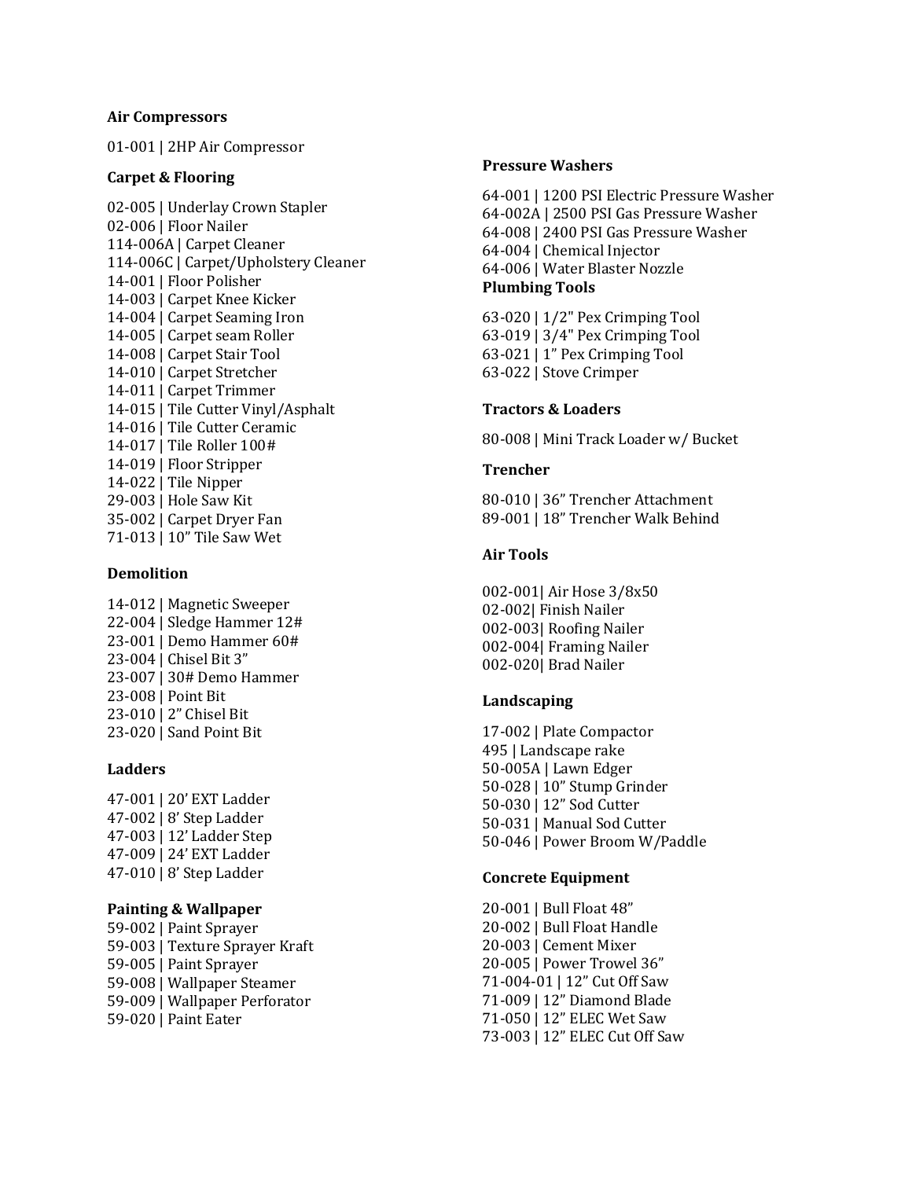**Air Compressors**

01-001 | 2HP Air Compressor

**Carpet & Flooring**

02-005 | Underlay Crown Stapler
02-006 | Floor Nailer
114-006A | Carpet Cleaner
114-006C | Carpet/Upholstery Cleaner
14-001 | Floor Polisher
14-003 | Carpet Knee Kicker
14-004 | Carpet Seaming Iron
14-005 | Carpet seam Roller
14-008 | Carpet Stair Tool
14-010 | Carpet Stretcher
14-011 | Carpet Trimmer
14-015 | Tile Cutter Vinyl/Asphalt
14-016 | Tile Cutter Ceramic
14-017 | Tile Roller 100#
14-019 | Floor Stripper
14-022 | Tile Nipper
29-003 | Hole Saw Kit
35-002 | Carpet Dryer Fan
71-013 | 10" Tile Saw Wet

**Demolition**

14-012 | Magnetic Sweeper
22-004 | Sledge Hammer 12#
23-001 | Demo Hammer 60#
23-004 | Chisel Bit 3"
23-007 | 30# Demo Hammer
23-008 | Point Bit
23-010 | 2" Chisel Bit
23-020 | Sand Point Bit

**Ladders**

47-001 | 20' EXT Ladder
47-002 | 8' Step Ladder
47-003 | 12' Ladder Step
47-009 | 24' EXT Ladder
47-010 | 8' Step Ladder

**Painting & Wallpaper**

59-002 | Paint Sprayer
59-003 | Texture Sprayer Kraft
59-005 | Paint Sprayer
59-008 | Wallpaper Steamer
59-009 | Wallpaper Perforator
59-020 | Paint Eater

**Pressure Washers**

64-001 | 1200 PSI Electric Pressure Washer
64-002A | 2500 PSI Gas Pressure Washer
64-008 | 2400 PSI Gas Pressure Washer
64-004 | Chemical Injector
64-006 | Water Blaster Nozzle

**Plumbing Tools**

63-020 | 1/2" Pex Crimping Tool
63-019 | 3/4" Pex Crimping Tool
63-021 | 1" Pex Crimping Tool
63-022 | Stove Crimper

**Tractors & Loaders**

80-008 | Mini Track Loader w/ Bucket

**Trencher**

80-010 | 36" Trencher Attachment
89-001 | 18" Trencher Walk Behind

**Air Tools**

002-001| Air Hose 3/8x50
02-002| Finish Nailer
002-003| Roofing Nailer
002-004| Framing Nailer
002-020| Brad Nailer

**Landscaping**

17-002 | Plate Compactor
495 | Landscape rake
50-005A | Lawn Edger
50-028 | 10" Stump Grinder
50-030 | 12" Sod Cutter
50-031 | Manual Sod Cutter
50-046 | Power Broom W/Paddle

**Concrete Equipment**

20-001 | Bull Float 48"
20-002 | Bull Float Handle
20-003 | Cement Mixer
20-005 | Power Trowel 36"
71-004-01 | 12" Cut Off Saw
71-009 | 12" Diamond Blade
71-050 | 12" ELEC Wet Saw
73-003 | 12" ELEC Cut Off Saw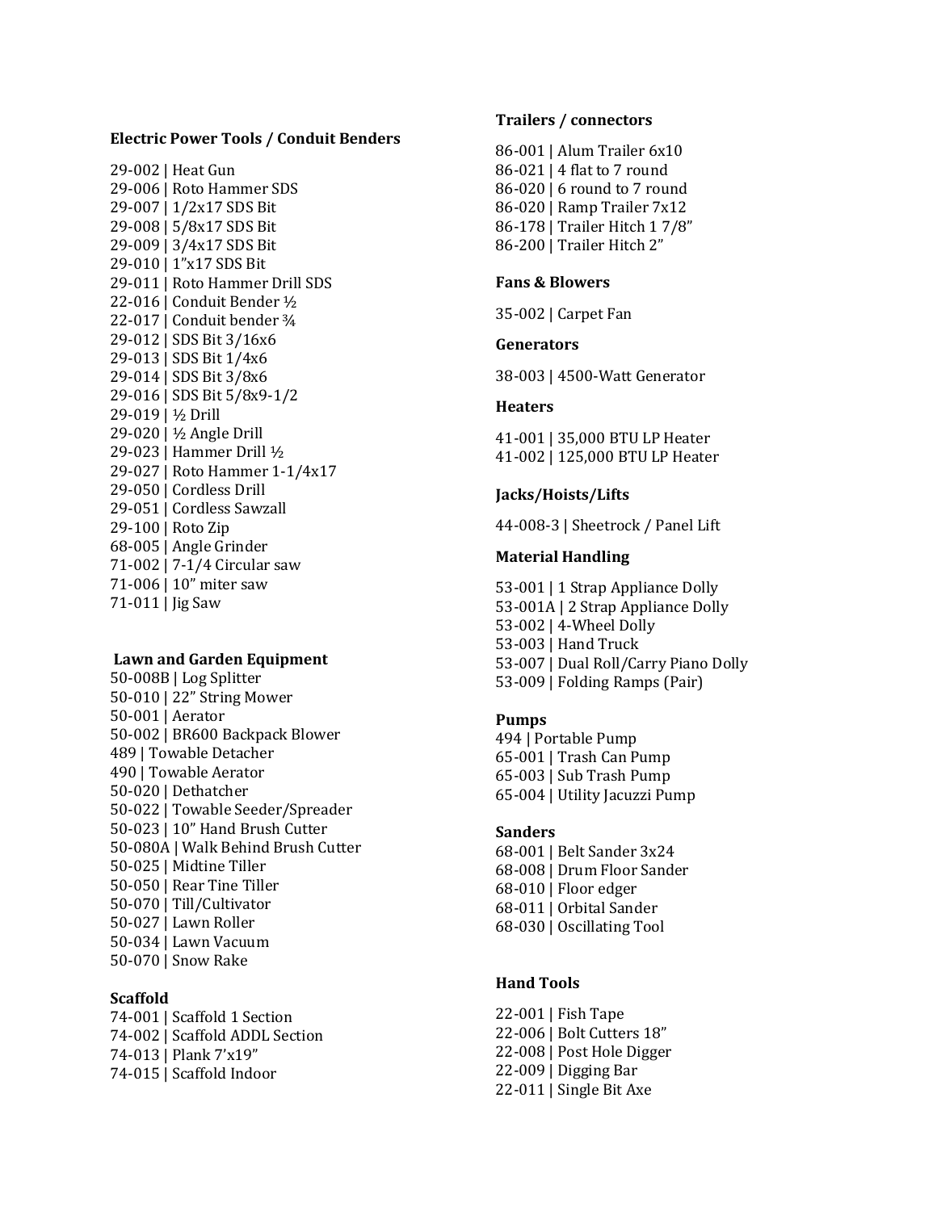**Electric Power Tools / Conduit Benders**

29-002 | Heat Gun
29-006 | Roto Hammer SDS
29-007 | 1/2x17 SDS Bit
29-008 | 5/8x17 SDS Bit
29-009 | 3/4x17 SDS Bit
29-010 | 1"x17 SDS Bit
29-011 | Roto Hammer Drill SDS
22-016 | Conduit Bender ½
22-017 | Conduit bender ¾
29-012 | SDS Bit 3/16x6
29-013 | SDS Bit 1/4x6
29-014 | SDS Bit 3/8x6
29-016 | SDS Bit 5/8x9-1/2
29-019 | ½ Drill
29-020 | ½ Angle Drill
29-023 | Hammer Drill ½
29-027 | Roto Hammer 1-1/4x17
29-050 | Cordless Drill
29-051 | Cordless Sawzall
29-100 | Roto Zip
68-005 | Angle Grinder
71-002 | 7-1/4 Circular saw
71-006 | 10" miter saw
71-011 | Jig Saw

**Lawn and Garden Equipment**

50-008B | Log Splitter
50-010 | 22" String Mower
50-001 | Aerator
50-002 | BR600 Backpack Blower
489 | Towable Detacher
490 | Towable Aerator
50-020 | Dethatcher
50-022 | Towable Seeder/Spreader
50-023 | 10" Hand Brush Cutter
50-080A | Walk Behind Brush Cutter
50-025 | Midtine Tiller
50-050 | Rear Tine Tiller
50-070 | Till/Cultivator
50-027 | Lawn Roller
50-034 | Lawn Vacuum
50-070 | Snow Rake

**Scaffold**

74-001 | Scaffold 1 Section
74-002 | Scaffold ADDL Section
74-013 | Plank 7'x19"
74-015 | Scaffold Indoor

**Trailers / connectors**

86-001 | Alum Trailer 6x10
86-021 | 4 flat to 7 round
86-020 | 6 round to 7 round
86-020 | Ramp Trailer 7x12
86-178 | Trailer Hitch 1 7/8"
86-200 | Trailer Hitch 2"

**Fans & Blowers**

35-002 | Carpet Fan

**Generators**

38-003 | 4500-Watt Generator

**Heaters**

41-001 | 35,000 BTU LP Heater
41-002 | 125,000 BTU LP Heater

**Jacks/Hoists/Lifts**

44-008-3 | Sheetrock / Panel Lift

**Material Handling**

53-001 | 1 Strap Appliance Dolly
53-001A | 2 Strap Appliance Dolly
53-002 | 4-Wheel Dolly
53-003 | Hand Truck
53-007 | Dual Roll/Carry Piano Dolly
53-009 | Folding Ramps (Pair)

**Pumps**

494 | Portable Pump
65-001 | Trash Can Pump
65-003 | Sub Trash Pump
65-004 | Utility Jacuzzi Pump

**Sanders**

68-001 | Belt Sander 3x24
68-008 | Drum Floor Sander
68-010 | Floor edger
68-011 | Orbital Sander
68-030 | Oscillating Tool

**Hand Tools**

22-001 | Fish Tape
22-006 | Bolt Cutters 18"
22-008 | Post Hole Digger
22-009 | Digging Bar
22-011 | Single Bit Axe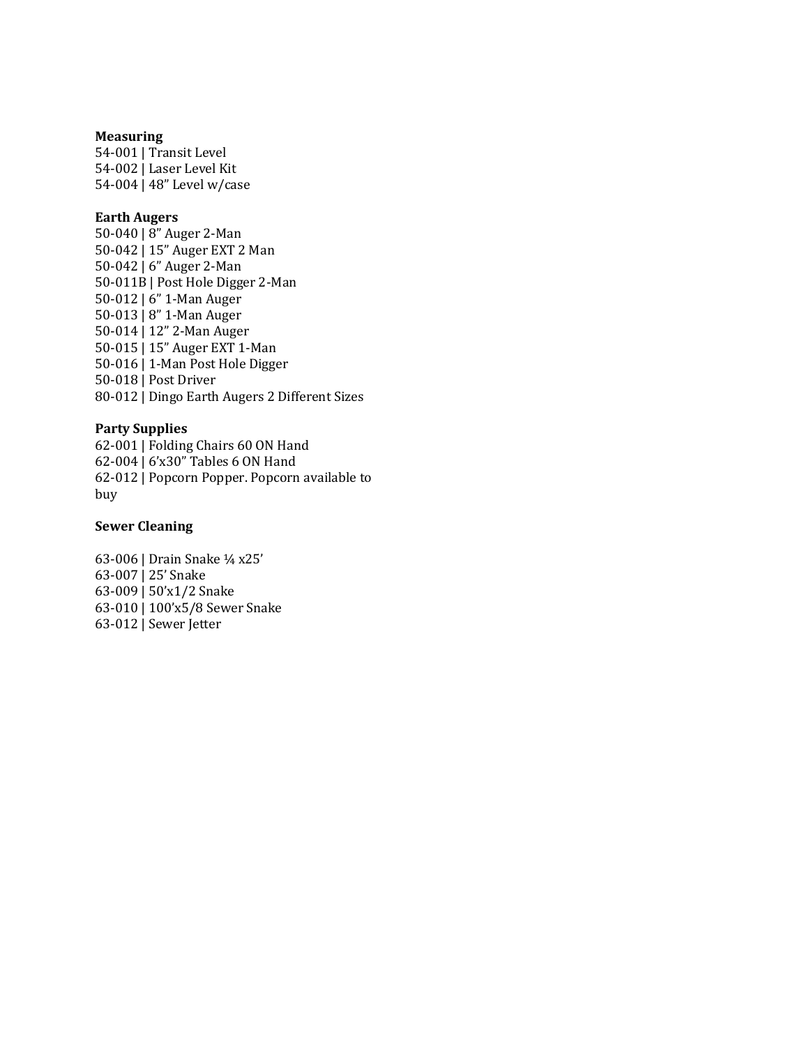**Measuring**
54-001 | Transit Level
54-002 | Laser Level Kit
54-004 | 48" Level w/case

**Earth Augers**
50-040 | 8" Auger 2-Man
50-042 | 15" Auger EXT 2 Man
50-042 | 6" Auger 2-Man
50-011B | Post Hole Digger 2-Man
50-012 | 6" 1-Man Auger
50-013 | 8" 1-Man Auger
50-014 | 12" 2-Man Auger
50-015 | 15" Auger EXT 1-Man
50-016 | 1-Man Post Hole Digger
50-018 | Post Driver
80-012 | Dingo Earth Augers 2 Different Sizes

**Party Supplies**
62-001 | Folding Chairs 60 ON Hand
62-004 | 6'x30" Tables 6 ON Hand
62-012 | Popcorn Popper. Popcorn available to buy

**Sewer Cleaning**

63-006 | Drain Snake ¼ x25'
63-007 | 25' Snake
63-009 | 50'x1/2 Snake
63-010 | 100'x5/8 Sewer Snake
63-012 | Sewer Jetter